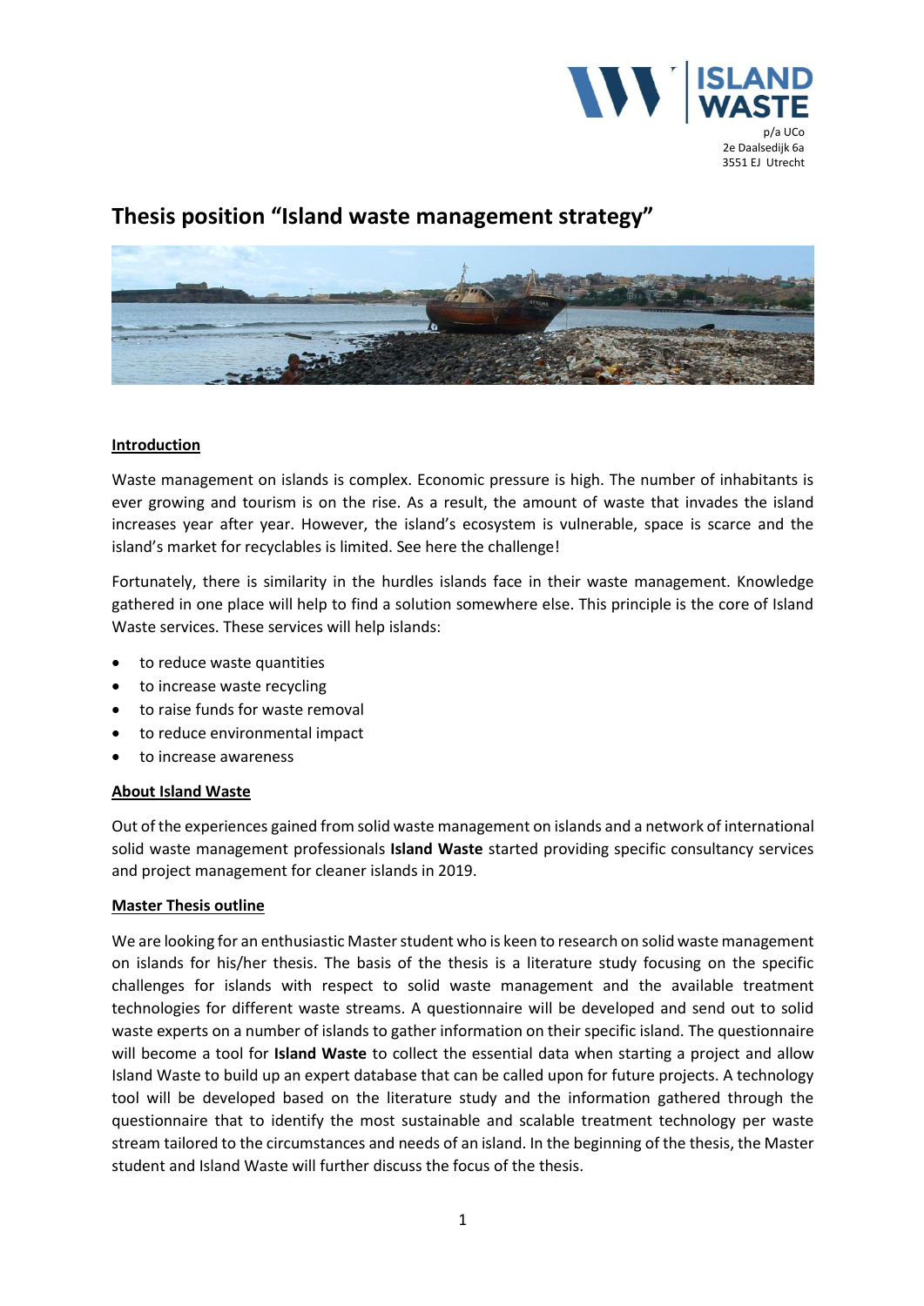**ISLAND WASTE**

p/a UCo
2e Daalsedijk 6a
3551 EJ Utrecht

# Thesis position "Island waste management strategy"

## Introduction

Waste management on islands is complex. Economic pressure is high. The number of inhabitants is ever growing and tourism is on the rise. As a result, the amount of waste that invades the island increases year after year. However, the island's ecosystem is vulnerable, space is scarce and the island's market for recyclables is limited. See here the challenge!

Fortunately, there is similarity in the hurdles islands face in their waste management. Knowledge gathered in one place will help to find a solution somewhere else. This principle is the core of Island Waste services. These services will help islands:

- to reduce waste quantities
- to increase waste recycling
- to raise funds for waste removal
- to reduce environmental impact
- to increase awareness

## About Island Waste

Out of the experiences gained from solid waste management on islands and a network of international solid waste management professionals **Island Waste** started providing specific consultancy services and project management for cleaner islands in 2019.

## Master Thesis outline

We are looking for an enthusiastic Master student who is keen to research on solid waste management on islands for his/her thesis. The basis of the thesis is a literature study focusing on the specific challenges for islands with respect to solid waste management and the available treatment technologies for different waste streams. A questionnaire will be developed and send out to solid waste experts on a number of islands to gather information on their specific island. The questionnaire will become a tool for **Island Waste** to collect the essential data when starting a project and allow Island Waste to build up an expert database that can be called upon for future projects. A technology tool will be developed based on the literature study and the information gathered through the questionnaire that to identify the most sustainable and scalable treatment technology per waste stream tailored to the circumstances and needs of an island. In the beginning of the thesis, the Master student and Island Waste will further discuss the focus of the thesis.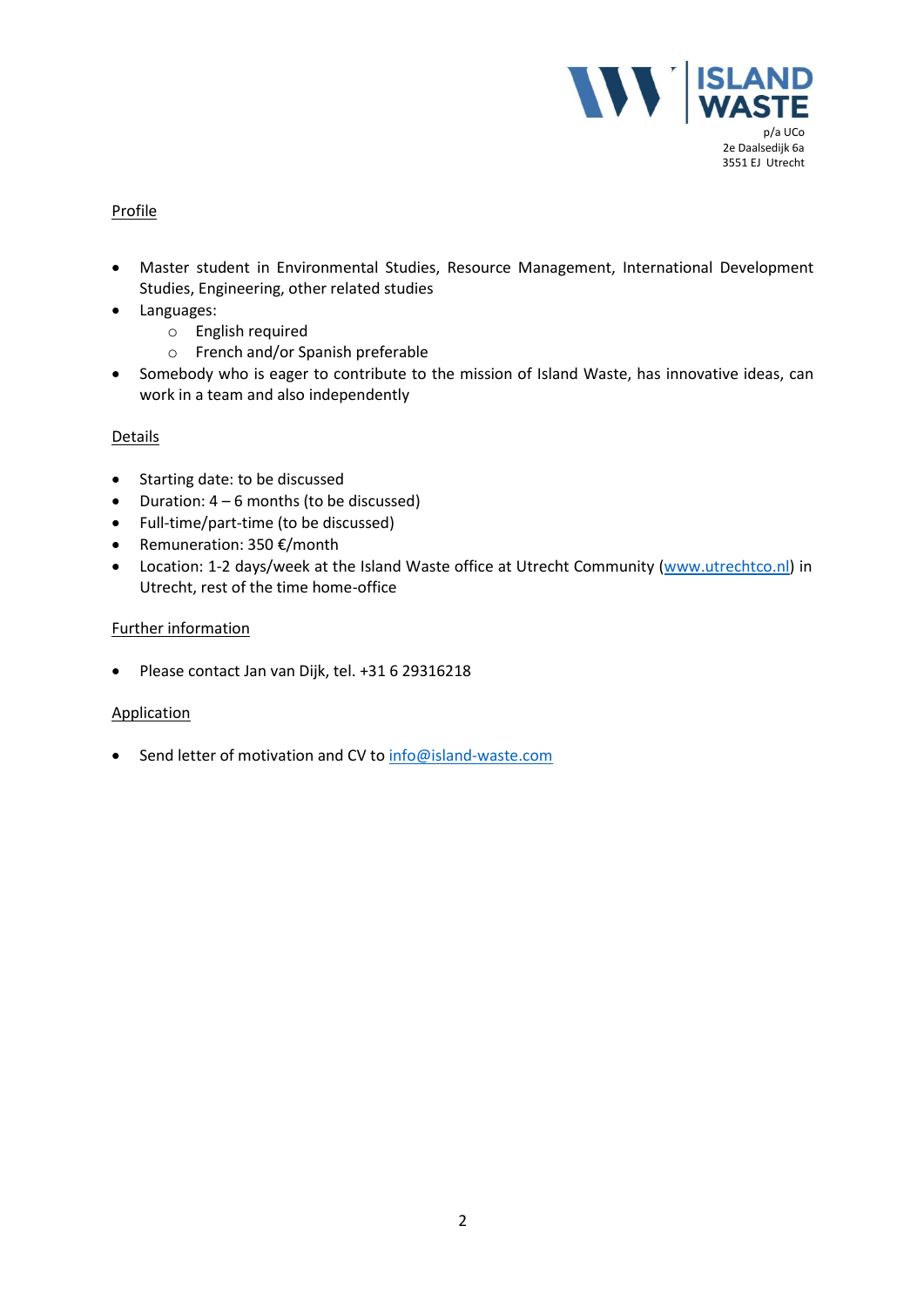ISLAND WASTE

p/a UCo
2e Daalsedijk 6a
3551 EJ Utrecht

Profile

- Master student in Environmental Studies, Resource Management, International Development Studies, Engineering, other related studies
- Languages:
  - English required
  - French and/or Spanish preferable
- Somebody who is eager to contribute to the mission of Island Waste, has innovative ideas, can work in a team and also independently

Details

- Starting date: to be discussed
- Duration: 4 – 6 months (to be discussed)
- Full-time/part-time (to be discussed)
- Remuneration: 350 €/month
- Location: 1-2 days/week at the Island Waste office at Utrecht Community (www.utrechtco.nl) in Utrecht, rest of the time home-office

Further information

- Please contact Jan van Dijk, tel. +31 6 29316218

Application

- Send letter of motivation and CV to info@island-waste.com